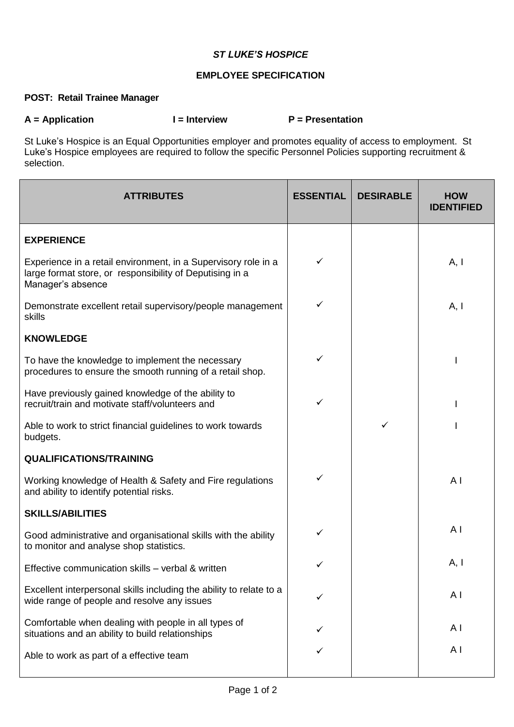***ST LUKE'S HOSPICE***

**EMPLOYEE SPECIFICATION**

**POST: Retail Trainee Manager**

**A = Application** **I = Interview** **P = Presentation**

St Luke's Hospice is an Equal Opportunities employer and promotes equality of access to employment. St Luke's Hospice employees are required to follow the specific Personnel Policies supporting recruitment & selection.

| ATTRIBUTES | ESSENTIAL | DESIRABLE | HOW IDENTIFIED |
|---|---|---|---|
| **EXPERIENCE** | | | |
| Experience in a retail environment, in a Supervisory role in a large format store, or responsibility of Deputising in a Manager's absence | ✓ | | A, I |
| Demonstrate excellent retail supervisory/people management skills | ✓ | | A, I |
| **KNOWLEDGE** | | | |
| To have the knowledge to implement the necessary procedures to ensure the smooth running of a retail shop. | ✓ | | I |
| Have previously gained knowledge of the ability to recruit/train and motivate staff/volunteers and | ✓ | | I |
| Able to work to strict financial guidelines to work towards budgets. | | ✓ | I |
| **QUALIFICATIONS/TRAINING** | | | |
| Working knowledge of Health & Safety and Fire regulations and ability to identify potential risks. | ✓ | | A I |
| **SKILLS/ABILITIES** | | | |
| Good administrative and organisational skills with the ability to monitor and analyse shop statistics. | ✓ | | A I |
| Effective communication skills – verbal & written | ✓ | | A, I |
| Excellent interpersonal skills including the ability to relate to a wide range of people and resolve any issues | ✓ | | A I |
| Comfortable when dealing with people in all types of situations and an ability to build relationships | ✓ | | A I |
| Able to work as part of a effective team | ✓ | | A I |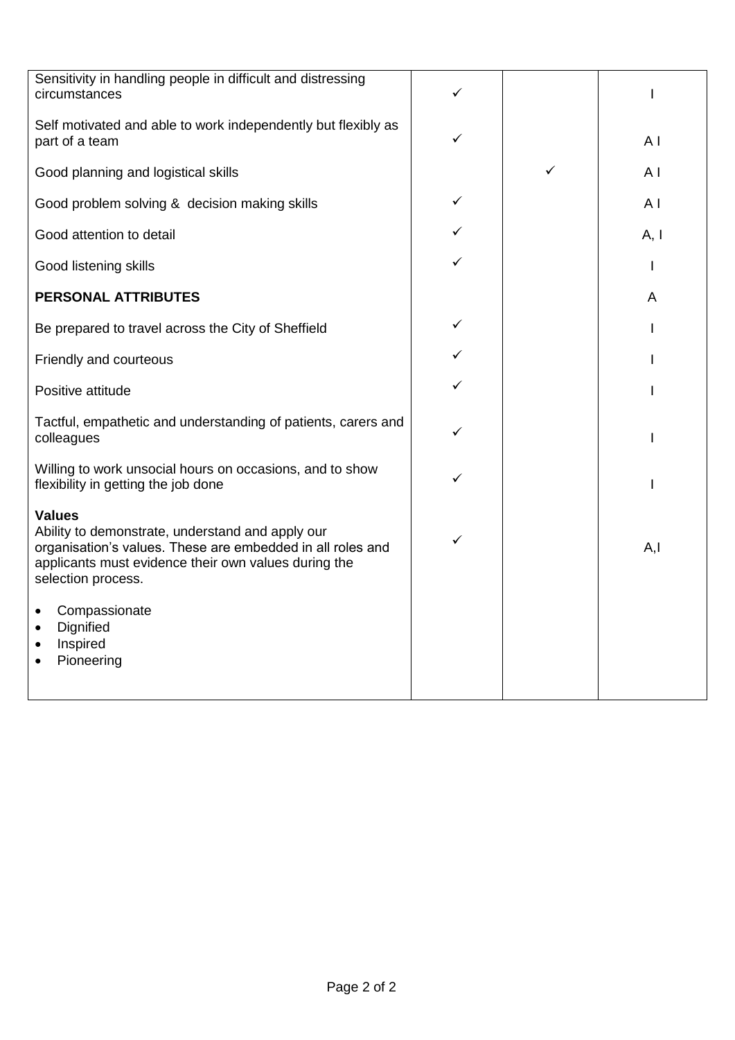| | | | |
|---|---|---|---|
| Sensitivity in handling people in difficult and distressing circumstances | ✓ | | I |
| Self motivated and able to work independently but flexibly as part of a team | ✓ | | A I |
| Good planning and logistical skills | | ✓ | A I |
| Good problem solving & decision making skills | ✓ | | A I |
| Good attention to detail | ✓ | | A, I |
| Good listening skills | ✓ | | I |
| **PERSONAL ATTRIBUTES** | | | A |
| Be prepared to travel across the City of Sheffield | ✓ | | I |
| Friendly and courteous | ✓ | | I |
| Positive attitude | ✓ | | I |
| Tactful, empathetic and understanding of patients, carers and colleagues | ✓ | | I |
| Willing to work unsocial hours on occasions, and to show flexibility in getting the job done | ✓ | | I |
| **Values**<br>Ability to demonstrate, understand and apply our organisation's values. These are embedded in all roles and applicants must evidence their own values during the selection process.<br><br>• Compassionate<br>• Dignified<br>• Inspired<br>• Pioneering | ✓ | | A,I |